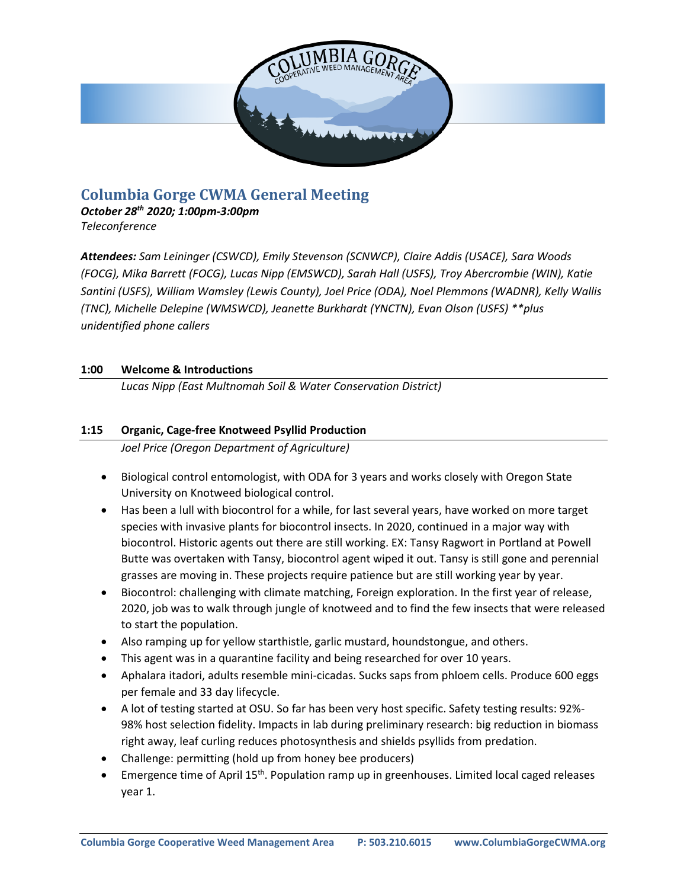# Columbia Gorge CWMA General Meeting

***October 28th 2020; 1:00pm-3:00pm***

*Teleconference*

***Attendees:*** *Sam Leininger (CSWCD), Emily Stevenson (SCNWCP), Claire Addis (USACE), Sara Woods (FOCG), Mika Barrett (FOCG), Lucas Nipp (EMSWCD), Sarah Hall (USFS), Troy Abercrombie (WIN), Katie Santini (USFS), William Wamsley (Lewis County), Joel Price (ODA), Noel Plemmons (WADNR), Kelly Wallis (TNC), Michelle Delepine (WMSWCD), Jeanette Burkhardt (YNCTN), Evan Olson (USFS) **plus unidentified phone callers*

### 1:00 Welcome & Introductions

*Lucas Nipp (East Multnomah Soil & Water Conservation District)*

### 1:15 Organic, Cage-free Knotweed Psyllid Production

*Joel Price (Oregon Department of Agriculture)*

- Biological control entomologist, with ODA for 3 years and works closely with Oregon State University on Knotweed biological control.
- Has been a lull with biocontrol for a while, for last several years, have worked on more target species with invasive plants for biocontrol insects. In 2020, continued in a major way with biocontrol. Historic agents out there are still working. EX: Tansy Ragwort in Portland at Powell Butte was overtaken with Tansy, biocontrol agent wiped it out. Tansy is still gone and perennial grasses are moving in. These projects require patience but are still working year by year.
- Biocontrol: challenging with climate matching, Foreign exploration. In the first year of release, 2020, job was to walk through jungle of knotweed and to find the few insects that were released to start the population.
- Also ramping up for yellow starthistle, garlic mustard, houndstongue, and others.
- This agent was in a quarantine facility and being researched for over 10 years.
- Aphalara itadori, adults resemble mini-cicadas. Sucks saps from phloem cells. Produce 600 eggs per female and 33 day lifecycle.
- A lot of testing started at OSU. So far has been very host specific. Safety testing results: 92%-98% host selection fidelity. Impacts in lab during preliminary research: big reduction in biomass right away, leaf curling reduces photosynthesis and shields psyllids from predation.
- Challenge: permitting (hold up from honey bee producers)
- Emergence time of April 15th. Population ramp up in greenhouses. Limited local caged releases year 1.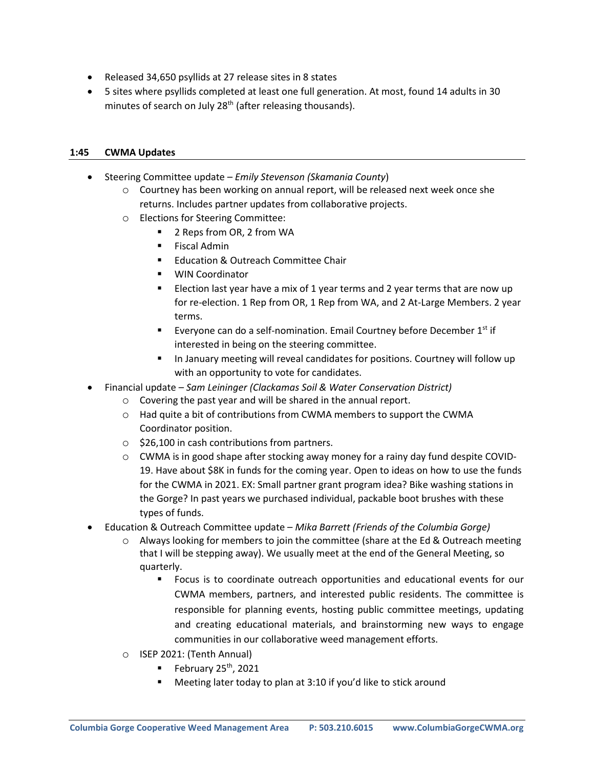- Released 34,650 psyllids at 27 release sites in 8 states
- 5 sites where psyllids completed at least one full generation. At most, found 14 adults in 30 minutes of search on July 28th (after releasing thousands).

**1:45 CWMA Updates**

- Steering Committee update – *Emily Stevenson (Skamania County*)
    - Courtney has been working on annual report, will be released next week once she returns. Includes partner updates from collaborative projects.
    - Elections for Steering Committee:
        - 2 Reps from OR, 2 from WA
        - Fiscal Admin
        - Education & Outreach Committee Chair
        - WIN Coordinator
        - Election last year have a mix of 1 year terms and 2 year terms that are now up for re-election. 1 Rep from OR, 1 Rep from WA, and 2 At-Large Members. 2 year terms.
        - Everyone can do a self-nomination. Email Courtney before December 1st if interested in being on the steering committee.
        - In January meeting will reveal candidates for positions. Courtney will follow up with an opportunity to vote for candidates.
- Financial update – *Sam Leininger (Clackamas Soil & Water Conservation District)*
    - Covering the past year and will be shared in the annual report.
    - Had quite a bit of contributions from CWMA members to support the CWMA Coordinator position.
    - $26,100 in cash contributions from partners.
    - CWMA is in good shape after stocking away money for a rainy day fund despite COVID-19. Have about $8K in funds for the coming year. Open to ideas on how to use the funds for the CWMA in 2021. EX: Small partner grant program idea? Bike washing stations in the Gorge? In past years we purchased individual, packable boot brushes with these types of funds.
- Education & Outreach Committee update – *Mika Barrett (Friends of the Columbia Gorge)*
    - Always looking for members to join the committee (share at the Ed & Outreach meeting that I will be stepping away). We usually meet at the end of the General Meeting, so quarterly.
        - Focus is to coordinate outreach opportunities and educational events for our CWMA members, partners, and interested public residents. The committee is responsible for planning events, hosting public committee meetings, updating and creating educational materials, and brainstorming new ways to engage communities in our collaborative weed management efforts.
    - ISEP 2021: (Tenth Annual)
        - February 25th, 2021
        - Meeting later today to plan at 3:10 if you'd like to stick around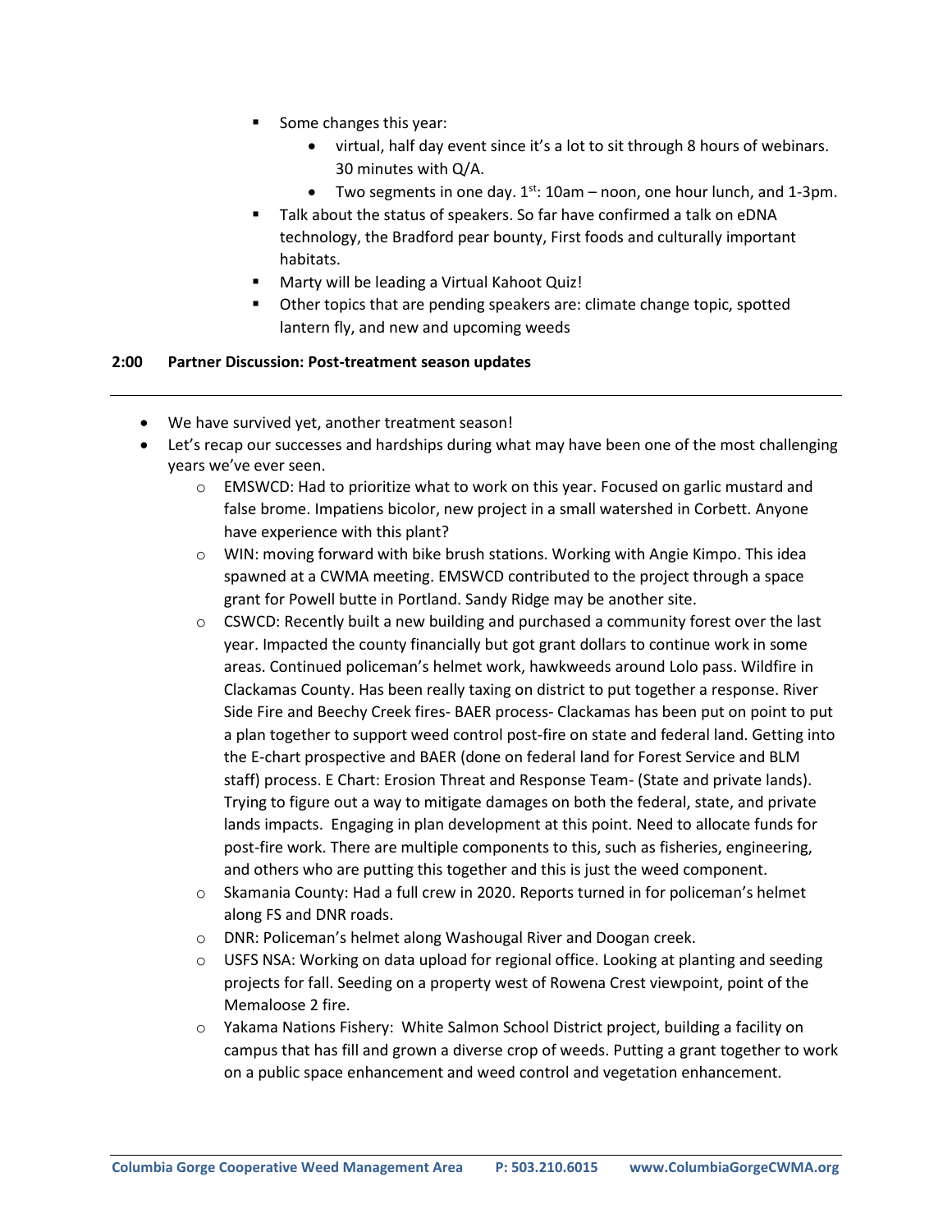- Some changes this year:
  - virtual, half day event since it's a lot to sit through 8 hours of webinars. 30 minutes with Q/A.
  - Two segments in one day. 1st: 10am – noon, one hour lunch, and 1-3pm.
- Talk about the status of speakers. So far have confirmed a talk on eDNA technology, the Bradford pear bounty, First foods and culturally important habitats.
- Marty will be leading a Virtual Kahoot Quiz!
- Other topics that are pending speakers are: climate change topic, spotted lantern fly, and new and upcoming weeds

**2:00 Partner Discussion: Post-treatment season updates**

---

- We have survived yet, another treatment season!
- Let's recap our successes and hardships during what may have been one of the most challenging years we've ever seen.
  - EMSWCD: Had to prioritize what to work on this year. Focused on garlic mustard and false brome. Impatiens bicolor, new project in a small watershed in Corbett. Anyone have experience with this plant?
  - WIN: moving forward with bike brush stations. Working with Angie Kimpo. This idea spawned at a CWMA meeting. EMSWCD contributed to the project through a space grant for Powell butte in Portland. Sandy Ridge may be another site.
  - CSWCD: Recently built a new building and purchased a community forest over the last year. Impacted the county financially but got grant dollars to continue work in some areas. Continued policeman's helmet work, hawkweeds around Lolo pass. Wildfire in Clackamas County. Has been really taxing on district to put together a response. River Side Fire and Beechy Creek fires- BAER process- Clackamas has been put on point to put a plan together to support weed control post-fire on state and federal land. Getting into the E-chart prospective and BAER (done on federal land for Forest Service and BLM staff) process. E Chart: Erosion Threat and Response Team- (State and private lands). Trying to figure out a way to mitigate damages on both the federal, state, and private lands impacts. Engaging in plan development at this point. Need to allocate funds for post-fire work. There are multiple components to this, such as fisheries, engineering, and others who are putting this together and this is just the weed component.
  - Skamania County: Had a full crew in 2020. Reports turned in for policeman's helmet along FS and DNR roads.
  - DNR: Policeman's helmet along Washougal River and Doogan creek.
  - USFS NSA: Working on data upload for regional office. Looking at planting and seeding projects for fall. Seeding on a property west of Rowena Crest viewpoint, point of the Memaloose 2 fire.
  - Yakama Nations Fishery: White Salmon School District project, building a facility on campus that has fill and grown a diverse crop of weeds. Putting a grant together to work on a public space enhancement and weed control and vegetation enhancement.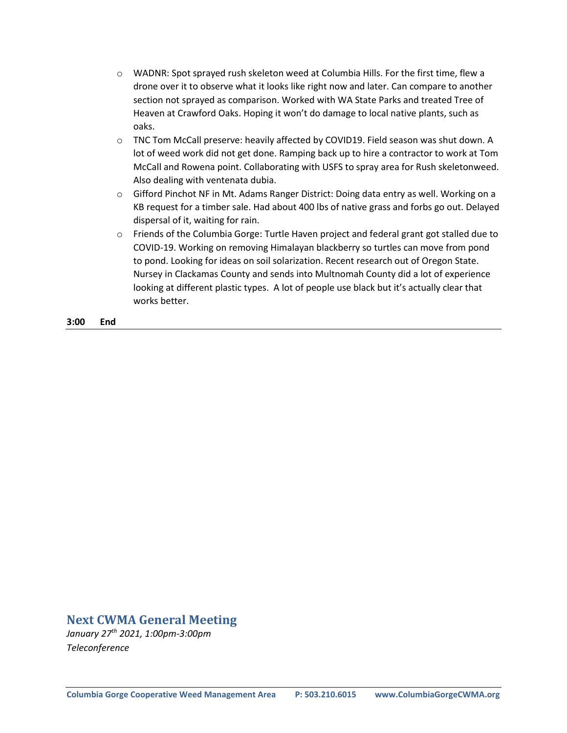- WADNR: Spot sprayed rush skeleton weed at Columbia Hills. For the first time, flew a drone over it to observe what it looks like right now and later. Can compare to another section not sprayed as comparison. Worked with WA State Parks and treated Tree of Heaven at Crawford Oaks. Hoping it won't do damage to local native plants, such as oaks.
- TNC Tom McCall preserve: heavily affected by COVID19. Field season was shut down. A lot of weed work did not get done. Ramping back up to hire a contractor to work at Tom McCall and Rowena point. Collaborating with USFS to spray area for Rush skeletonweed. Also dealing with ventenata dubia.
- Gifford Pinchot NF in Mt. Adams Ranger District: Doing data entry as well. Working on a KB request for a timber sale. Had about 400 lbs of native grass and forbs go out. Delayed dispersal of it, waiting for rain.
- Friends of the Columbia Gorge: Turtle Haven project and federal grant got stalled due to COVID-19. Working on removing Himalayan blackberry so turtles can move from pond to pond. Looking for ideas on soil solarization. Recent research out of Oregon State. Nursey in Clackamas County and sends into Multnomah County did a lot of experience looking at different plastic types. A lot of people use black but it's actually clear that works better.

**3:00 End**

---

## Next CWMA General Meeting

*January 27th 2021, 1:00pm-3:00pm*
*Teleconference*